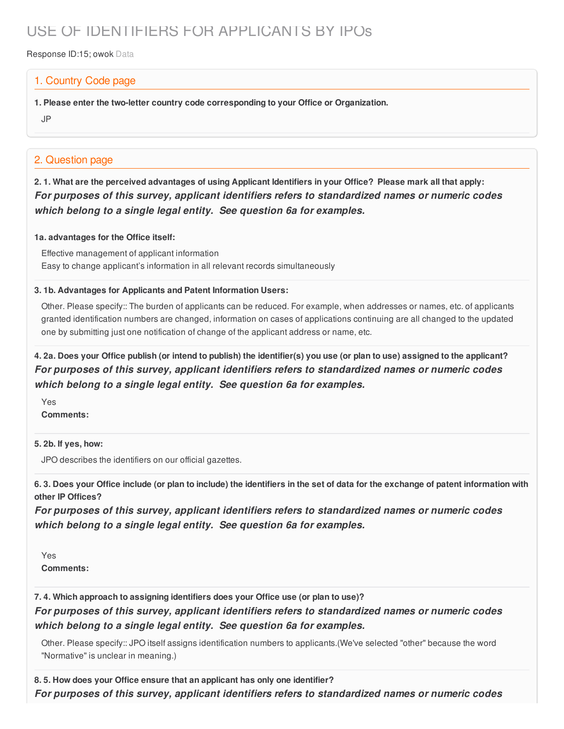# USE OF IDENTIFIERS FOR APPLICANTS BY IPOs

Response ID:15; owok Data

## 1. Country Code page

**1. Please enter the two-letter country code corresponding to your Office or Organization.**

JP

## 2. Question page

**2. 1. What are the perceived advantages of using Applicant Identifiers in your Office? Please mark all that apply:**

***For purposes of this survey, applicant identifiers refers to standardized names or numeric codes which belong to a single legal entity. See question 6a for examples.***

**1a. advantages for the Office itself:**

Effective management of applicant information
Easy to change applicant's information in all relevant records simultaneously

**3. 1b. Advantages for Applicants and Patent Information Users:**

Other. Please specify:: The burden of applicants can be reduced. For example, when addresses or names, etc. of applicants granted identification numbers are changed, information on cases of applications continuing are all changed to the updated one by submitting just one notification of change of the applicant address or name, etc.

**4. 2a. Does your Office publish (or intend to publish) the identifier(s) you use (or plan to use) assigned to the applicant?**

***For purposes of this survey, applicant identifiers refers to standardized names or numeric codes which belong to a single legal entity. See question 6a for examples.***

Yes
**Comments:**

**5. 2b. If yes, how:**

JPO describes the identifiers on our official gazettes.

**6. 3. Does your Office include (or plan to include) the identifiers in the set of data for the exchange of patent information with other IP Offices?**

***For purposes of this survey, applicant identifiers refers to standardized names or numeric codes which belong to a single legal entity. See question 6a for examples.***

Yes
**Comments:**

**7. 4. Which approach to assigning identifiers does your Office use (or plan to use)?**

***For purposes of this survey, applicant identifiers refers to standardized names or numeric codes which belong to a single legal entity. See question 6a for examples.***

Other. Please specify:: JPO itself assigns identification numbers to applicants.(We've selected "other" because the word "Normative" is unclear in meaning.)

**8. 5. How does your Office ensure that an applicant has only one identifier?**

***For purposes of this survey, applicant identifiers refers to standardized names or numeric codes***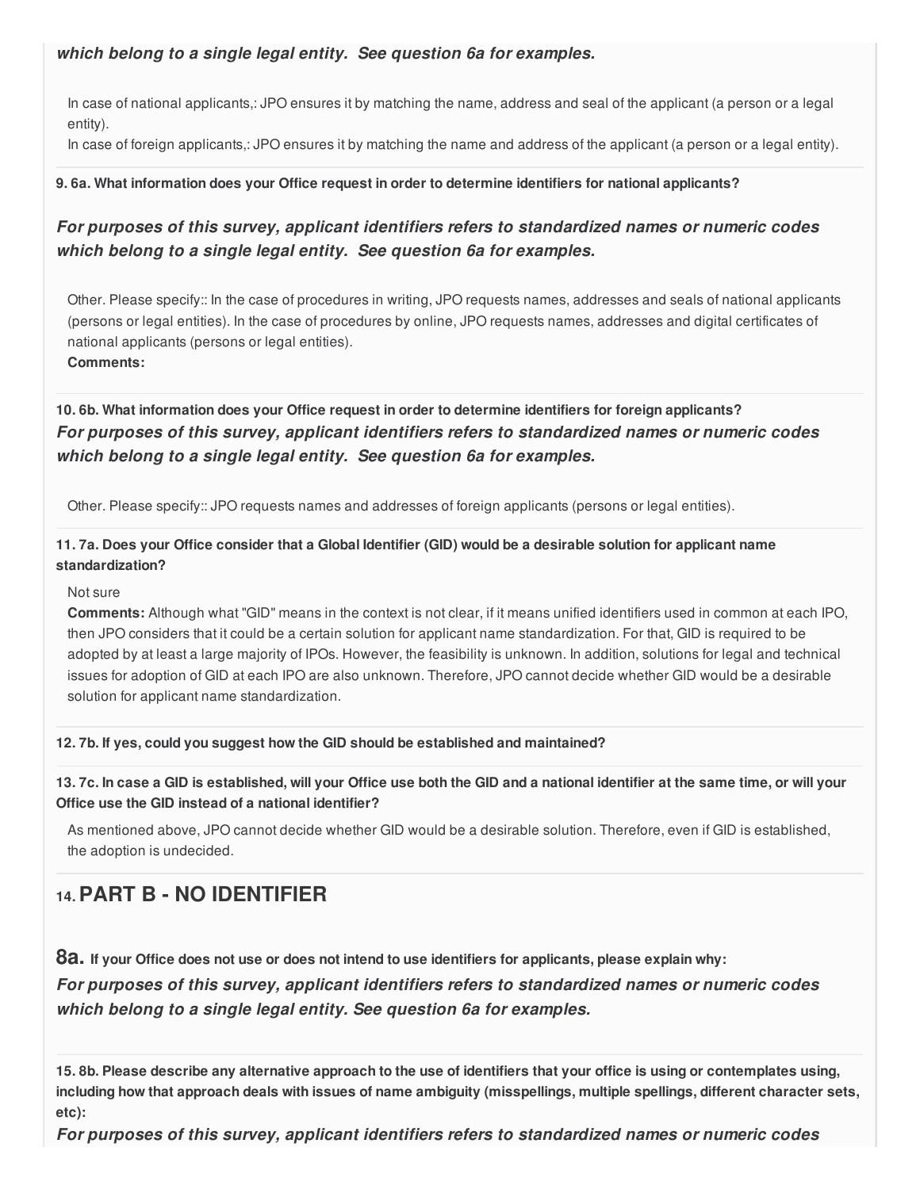***which belong to a single legal entity. See question 6a for examples.***

In case of national applicants,: JPO ensures it by matching the name, address and seal of the applicant (a person or a legal entity).
In case of foreign applicants,: JPO ensures it by matching the name and address of the applicant (a person or a legal entity).

**9. 6a. What information does your Office request in order to determine identifiers for national applicants?**

***For purposes of this survey, applicant identifiers refers to standardized names or numeric codes which belong to a single legal entity. See question 6a for examples.***

Other. Please specify:: In the case of procedures in writing, JPO requests names, addresses and seals of national applicants (persons or legal entities). In the case of procedures by online, JPO requests names, addresses and digital certificates of national applicants (persons or legal entities).
**Comments:**

**10. 6b. What information does your Office request in order to determine identifiers for foreign applicants?**
***For purposes of this survey, applicant identifiers refers to standardized names or numeric codes which belong to a single legal entity. See question 6a for examples.***

Other. Please specify:: JPO requests names and addresses of foreign applicants (persons or legal entities).

**11. 7a. Does your Office consider that a Global Identifier (GID) would be a desirable solution for applicant name standardization?**

Not sure
**Comments:** Although what "GID" means in the context is not clear, if it means unified identifiers used in common at each IPO, then JPO considers that it could be a certain solution for applicant name standardization. For that, GID is required to be adopted by at least a large majority of IPOs. However, the feasibility is unknown. In addition, solutions for legal and technical issues for adoption of GID at each IPO are also unknown. Therefore, JPO cannot decide whether GID would be a desirable solution for applicant name standardization.

**12. 7b. If yes, could you suggest how the GID should be established and maintained?**

**13. 7c. In case a GID is established, will your Office use both the GID and a national identifier at the same time, or will your Office use the GID instead of a national identifier?**

As mentioned above, JPO cannot decide whether GID would be a desirable solution. Therefore, even if GID is established, the adoption is undecided.

## 14. PART B - NO IDENTIFIER

**8a.** **If your Office does not use or does not intend to use identifiers for applicants, please explain why:**
***For purposes of this survey, applicant identifiers refers to standardized names or numeric codes which belong to a single legal entity. See question 6a for examples.***

**15. 8b. Please describe any alternative approach to the use of identifiers that your office is using or contemplates using, including how that approach deals with issues of name ambiguity (misspellings, multiple spellings, different character sets, etc):**
***For purposes of this survey, applicant identifiers refers to standardized names or numeric codes***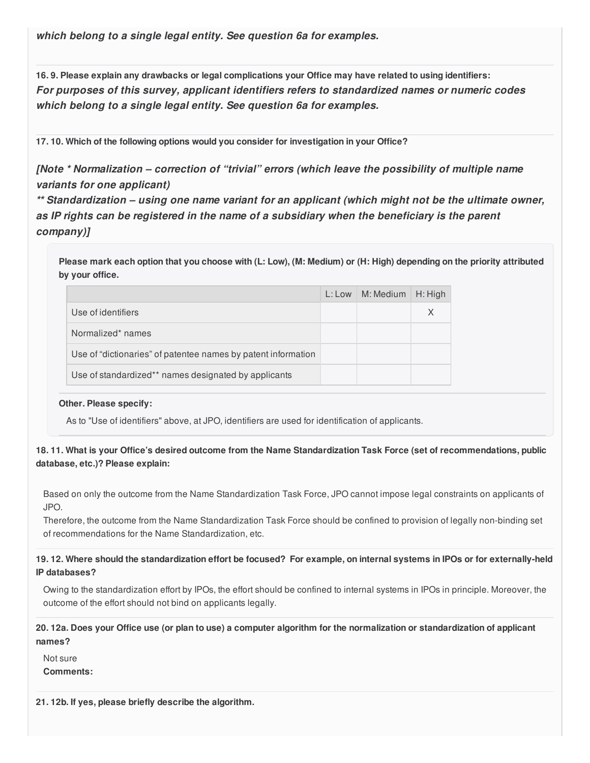***which belong to a single legal entity. See question 6a for examples.***

**16. 9. Please explain any drawbacks or legal complications your Office may have related to using identifiers:**
***For purposes of this survey, applicant identifiers refers to standardized names or numeric codes which belong to a single legal entity. See question 6a for examples.***

**17. 10. Which of the following options would you consider for investigation in your Office?**

***[Note * Normalization – correction of "trivial" errors (which leave the possibility of multiple name variants for one applicant)***
***** Standardization – using one name variant for an applicant (which might not be the ultimate owner, as IP rights can be registered in the name of a subsidiary when the beneficiary is the parent company)]***

**Please mark each option that you choose with (L: Low), (M: Medium) or (H: High) depending on the priority attributed by your office.**

| | L: Low | M: Medium | H: High |
|---|---|---|---|
| Use of identifiers | | | X |
| Normalized* names | | | |
| Use of "dictionaries" of patentee names by patent information | | | |
| Use of standardized** names designated by applicants | | | |

**Other. Please specify:**

As to "Use of identifiers" above, at JPO, identifiers are used for identification of applicants.

**18. 11. What is your Office's desired outcome from the Name Standardization Task Force (set of recommendations, public database, etc.)? Please explain:**

Based on only the outcome from the Name Standardization Task Force, JPO cannot impose legal constraints on applicants of JPO.
Therefore, the outcome from the Name Standardization Task Force should be confined to provision of legally non-binding set of recommendations for the Name Standardization, etc.

**19. 12. Where should the standardization effort be focused? For example, on internal systems in IPOs or for externally-held IP databases?**

Owing to the standardization effort by IPOs, the effort should be confined to internal systems in IPOs in principle. Moreover, the outcome of the effort should not bind on applicants legally.

**20. 12a. Does your Office use (or plan to use) a computer algorithm for the normalization or standardization of applicant names?**

Not sure
**Comments:**

**21. 12b. If yes, please briefly describe the algorithm.**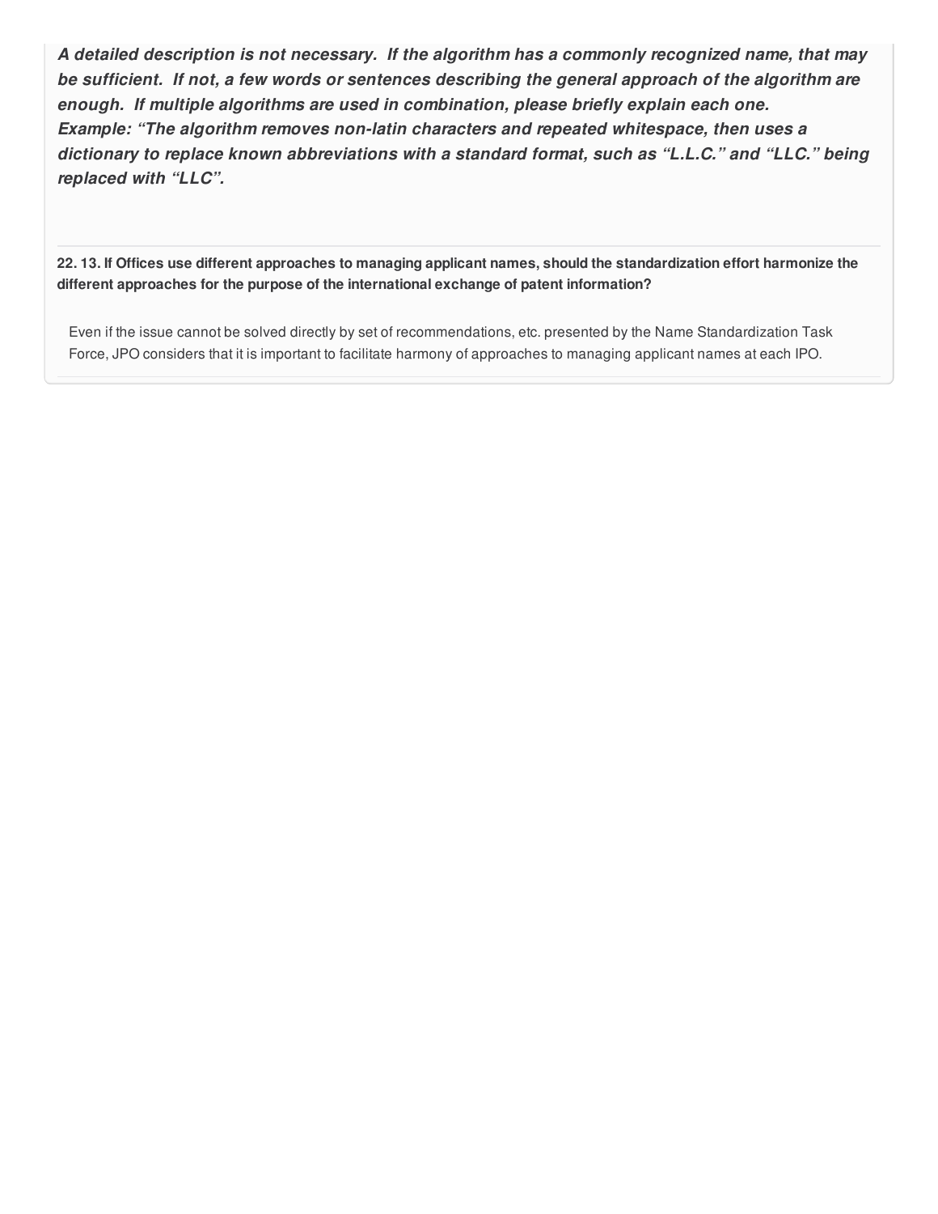***A detailed description is not necessary. If the algorithm has a commonly recognized name, that may be sufficient. If not, a few words or sentences describing the general approach of the algorithm are enough. If multiple algorithms are used in combination, please briefly explain each one.***
***Example: “The algorithm removes non-latin characters and repeated whitespace, then uses a dictionary to replace known abbreviations with a standard format, such as “L.L.C.” and “LLC.” being replaced with “LLC”.***

**22. 13. If Offices use different approaches to managing applicant names, should the standardization effort harmonize the different approaches for the purpose of the international exchange of patent information?**

Even if the issue cannot be solved directly by set of recommendations, etc. presented by the Name Standardization Task Force, JPO considers that it is important to facilitate harmony of approaches to managing applicant names at each IPO.